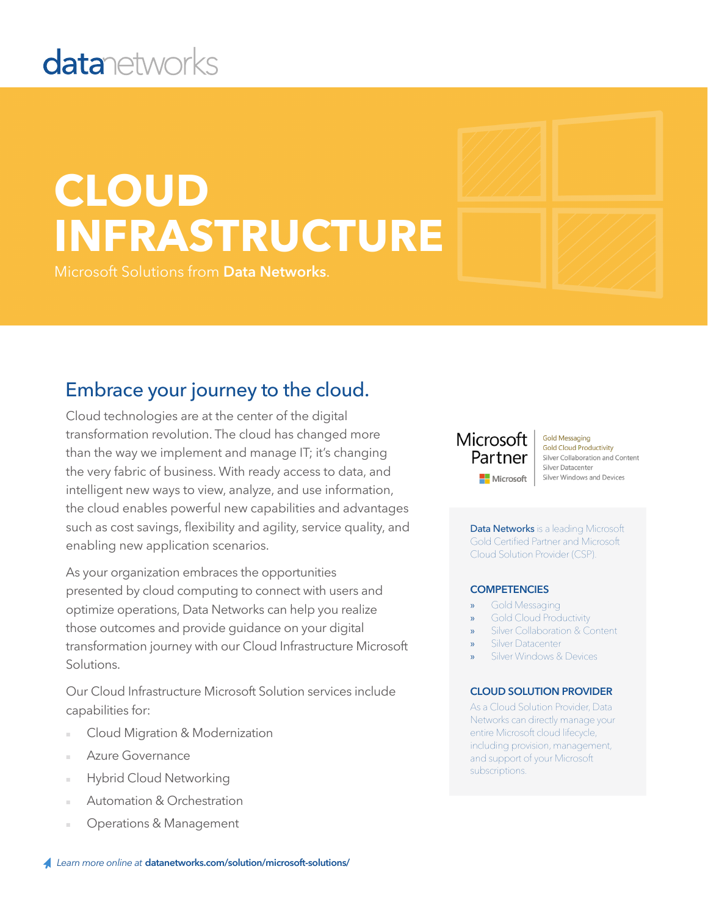datanetworks

# CLOUD INFRASTRUCTURE

Microsoft Solutions from **Data Networks**.

## Embrace your journey to the cloud.

Cloud technologies are at the center of the digital transformation revolution. The cloud has changed more than the way we implement and manage IT; it's changing the very fabric of business. With ready access to data, and intelligent new ways to view, analyze, and use information, the cloud enables powerful new capabilities and advantages such as cost savings, flexibility and agility, service quality, and enabling new application scenarios.

As your organization embraces the opportunities presented by cloud computing to connect with users and optimize operations, Data Networks can help you realize those outcomes and provide guidance on your digital transformation journey with our Cloud Infrastructure Microsoft Solutions.

Our Cloud Infrastructure Microsoft Solution services include capabilities for:

- Cloud Migration & Modernization
- Azure Governance
- Hybrid Cloud Networking
- Automation & Orchestration
- Operations & Management

Microsoft Partner

Gold Messaging
Gold Cloud Productivity
Silver Collaboration and Content
Silver Datacenter
Silver Windows and Devices

**Data Networks** is a leading Microsoft Gold Certified Partner and Microsoft Cloud Solution Provider (CSP).

### COMPETENCIES

- Gold Messaging
- Gold Cloud Productivity
- Silver Collaboration & Content
- Silver Datacenter
- Silver Windows & Devices

### CLOUD SOLUTION PROVIDER

As a Cloud Solution Provider, Data Networks can directly manage your entire Microsoft cloud lifecycle, including provision, management, and support of your Microsoft subscriptions.

*Learn more online at* **datanetworks.com/solution/microsoft-solutions/**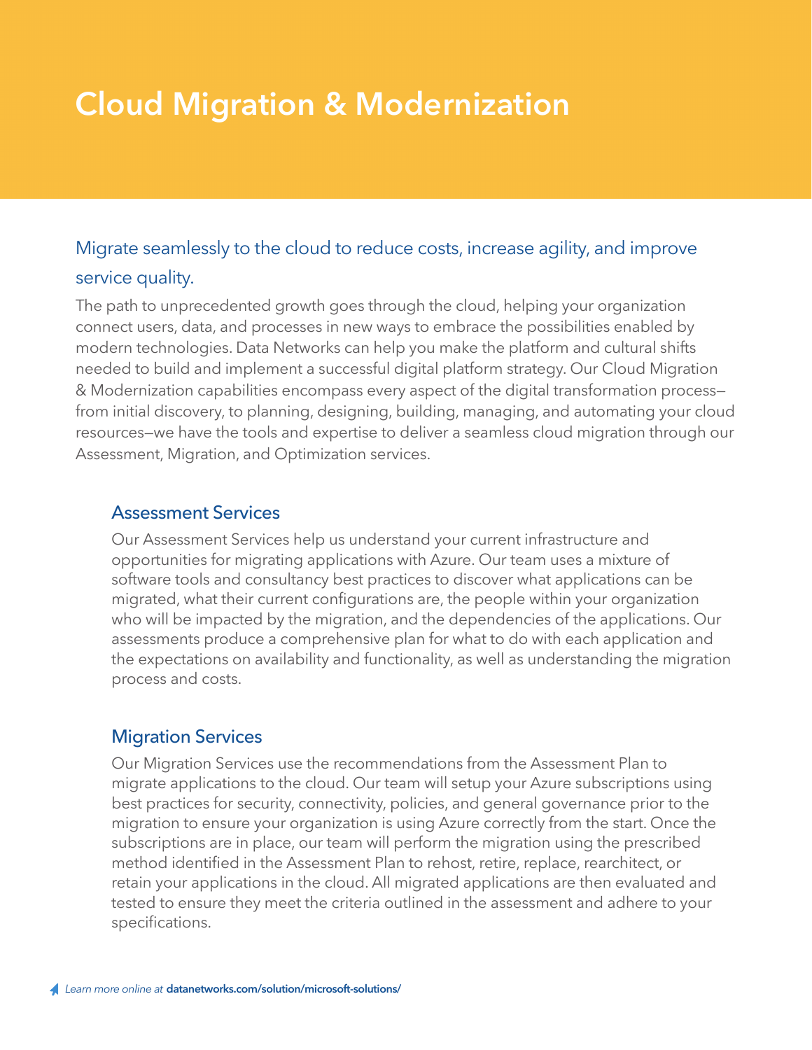# Cloud Migration & Modernization

## Migrate seamlessly to the cloud to reduce costs, increase agility, and improve service quality.

The path to unprecedented growth goes through the cloud, helping your organization connect users, data, and processes in new ways to embrace the possibilities enabled by modern technologies. Data Networks can help you make the platform and cultural shifts needed to build and implement a successful digital platform strategy. Our Cloud Migration & Modernization capabilities encompass every aspect of the digital transformation process—from initial discovery, to planning, designing, building, managing, and automating your cloud resources—we have the tools and expertise to deliver a seamless cloud migration through our Assessment, Migration, and Optimization services.

### Assessment Services

Our Assessment Services help us understand your current infrastructure and opportunities for migrating applications with Azure. Our team uses a mixture of software tools and consultancy best practices to discover what applications can be migrated, what their current configurations are, the people within your organization who will be impacted by the migration, and the dependencies of the applications. Our assessments produce a comprehensive plan for what to do with each application and the expectations on availability and functionality, as well as understanding the migration process and costs.

### Migration Services

Our Migration Services use the recommendations from the Assessment Plan to migrate applications to the cloud. Our team will setup your Azure subscriptions using best practices for security, connectivity, policies, and general governance prior to the migration to ensure your organization is using Azure correctly from the start. Once the subscriptions are in place, our team will perform the migration using the prescribed method identified in the Assessment Plan to rehost, retire, replace, rearchitect, or retain your applications in the cloud. All migrated applications are then evaluated and tested to ensure they meet the criteria outlined in the assessment and adhere to your specifications.

*Learn more online at* **datanetworks.com/solution/microsoft-solutions/**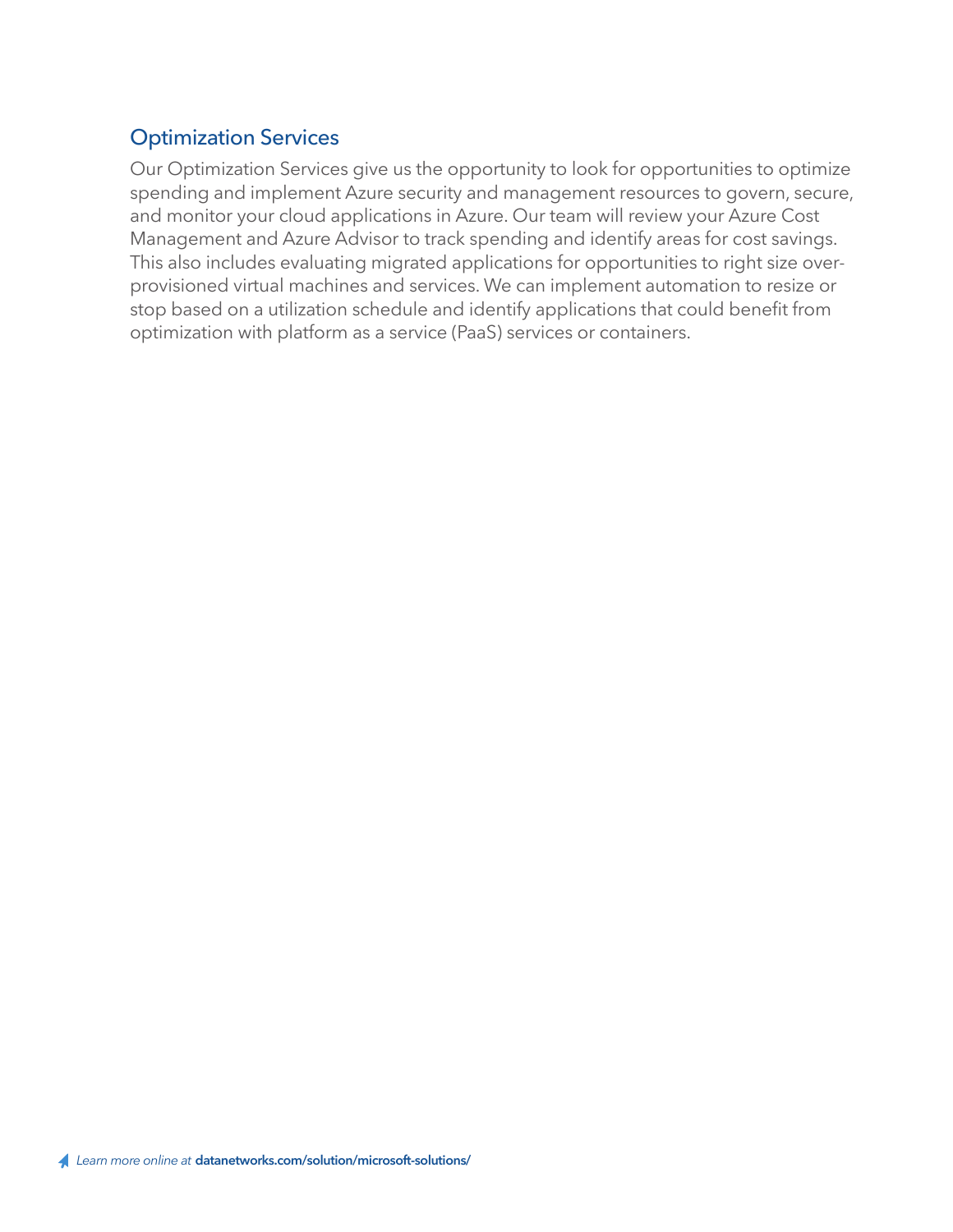## Optimization Services

Our Optimization Services give us the opportunity to look for opportunities to optimize spending and implement Azure security and management resources to govern, secure, and monitor your cloud applications in Azure. Our team will review your Azure Cost Management and Azure Advisor to track spending and identify areas for cost savings. This also includes evaluating migrated applications for opportunities to right size over-provisioned virtual machines and services. We can implement automation to resize or stop based on a utilization schedule and identify applications that could benefit from optimization with platform as a service (PaaS) services or containers.

*Learn more online at* **datanetworks.com/solution/microsoft-solutions/**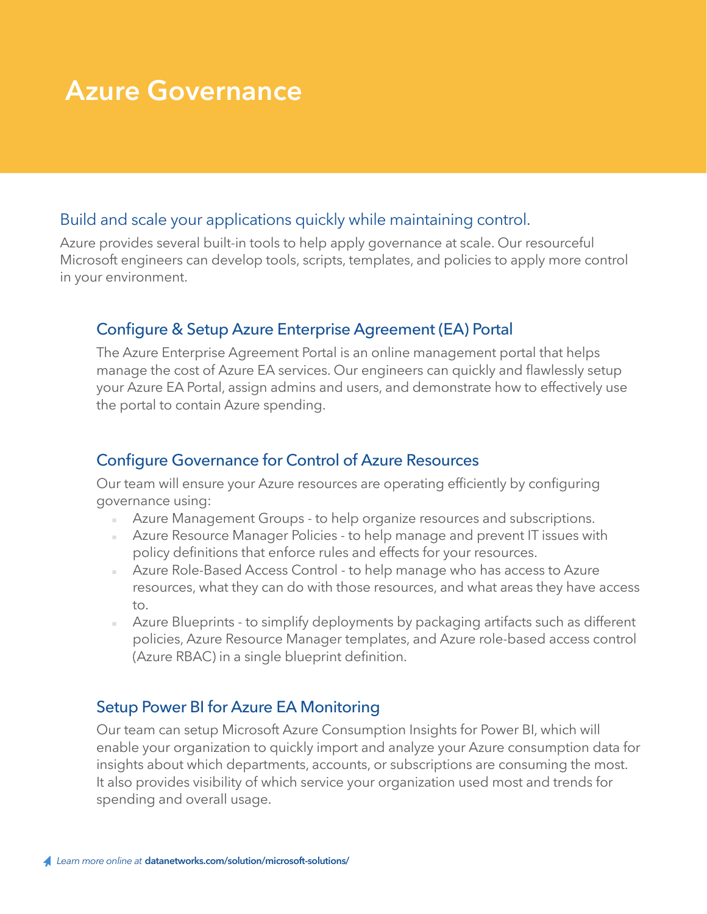# Azure Governance

## Build and scale your applications quickly while maintaining control.

Azure provides several built-in tools to help apply governance at scale. Our resourceful Microsoft engineers can develop tools, scripts, templates, and policies to apply more control in your environment.

### Configure & Setup Azure Enterprise Agreement (EA) Portal

The Azure Enterprise Agreement Portal is an online management portal that helps manage the cost of Azure EA services. Our engineers can quickly and flawlessly setup your Azure EA Portal, assign admins and users, and demonstrate how to effectively use the portal to contain Azure spending.

### Configure Governance for Control of Azure Resources

Our team will ensure your Azure resources are operating efficiently by configuring governance using:

- Azure Management Groups - to help organize resources and subscriptions.
- Azure Resource Manager Policies - to help manage and prevent IT issues with policy definitions that enforce rules and effects for your resources.
- Azure Role-Based Access Control - to help manage who has access to Azure resources, what they can do with those resources, and what areas they have access to.
- Azure Blueprints - to simplify deployments by packaging artifacts such as different policies, Azure Resource Manager templates, and Azure role-based access control (Azure RBAC) in a single blueprint definition.

### Setup Power BI for Azure EA Monitoring

Our team can setup Microsoft Azure Consumption Insights for Power BI, which will enable your organization to quickly import and analyze your Azure consumption data for insights about which departments, accounts, or subscriptions are consuming the most. It also provides visibility of which service your organization used most and trends for spending and overall usage.

*Learn more online at* **datanetworks.com/solution/microsoft-solutions/**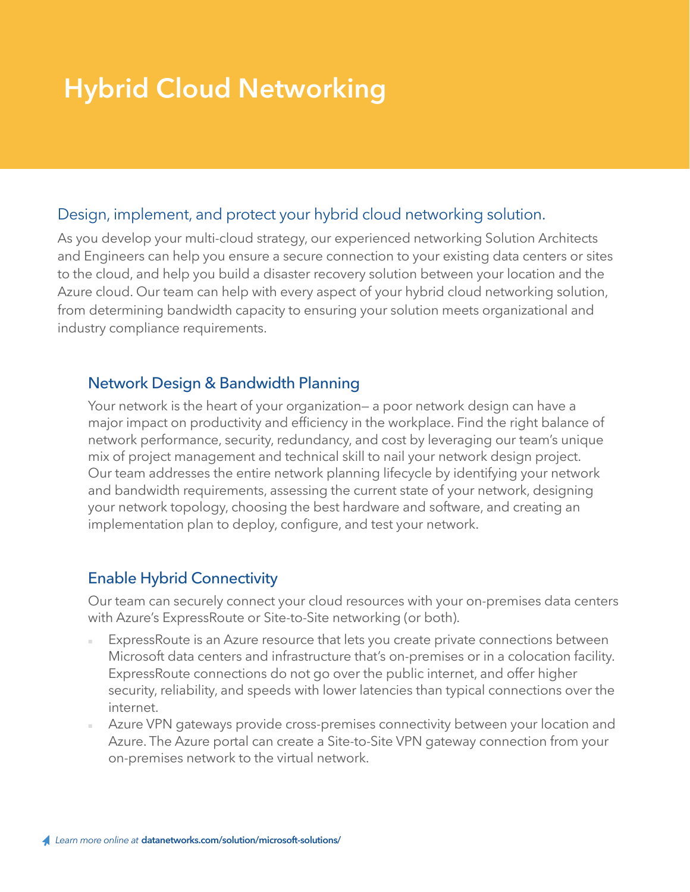# Hybrid Cloud Networking

## Design, implement, and protect your hybrid cloud networking solution.

As you develop your multi-cloud strategy, our experienced networking Solution Architects and Engineers can help you ensure a secure connection to your existing data centers or sites to the cloud, and help you build a disaster recovery solution between your location and the Azure cloud. Our team can help with every aspect of your hybrid cloud networking solution, from determining bandwidth capacity to ensuring your solution meets organizational and industry compliance requirements.

### Network Design & Bandwidth Planning

Your network is the heart of your organization— a poor network design can have a major impact on productivity and efficiency in the workplace. Find the right balance of network performance, security, redundancy, and cost by leveraging our team's unique mix of project management and technical skill to nail your network design project. Our team addresses the entire network planning lifecycle by identifying your network and bandwidth requirements, assessing the current state of your network, designing your network topology, choosing the best hardware and software, and creating an implementation plan to deploy, configure, and test your network.

### Enable Hybrid Connectivity

Our team can securely connect your cloud resources with your on-premises data centers with Azure's ExpressRoute or Site-to-Site networking (or both).

- ExpressRoute is an Azure resource that lets you create private connections between Microsoft data centers and infrastructure that's on-premises or in a colocation facility. ExpressRoute connections do not go over the public internet, and offer higher security, reliability, and speeds with lower latencies than typical connections over the internet.
- Azure VPN gateways provide cross-premises connectivity between your location and Azure. The Azure portal can create a Site-to-Site VPN gateway connection from your on-premises network to the virtual network.

*Learn more online at* **datanetworks.com/solution/microsoft-solutions/**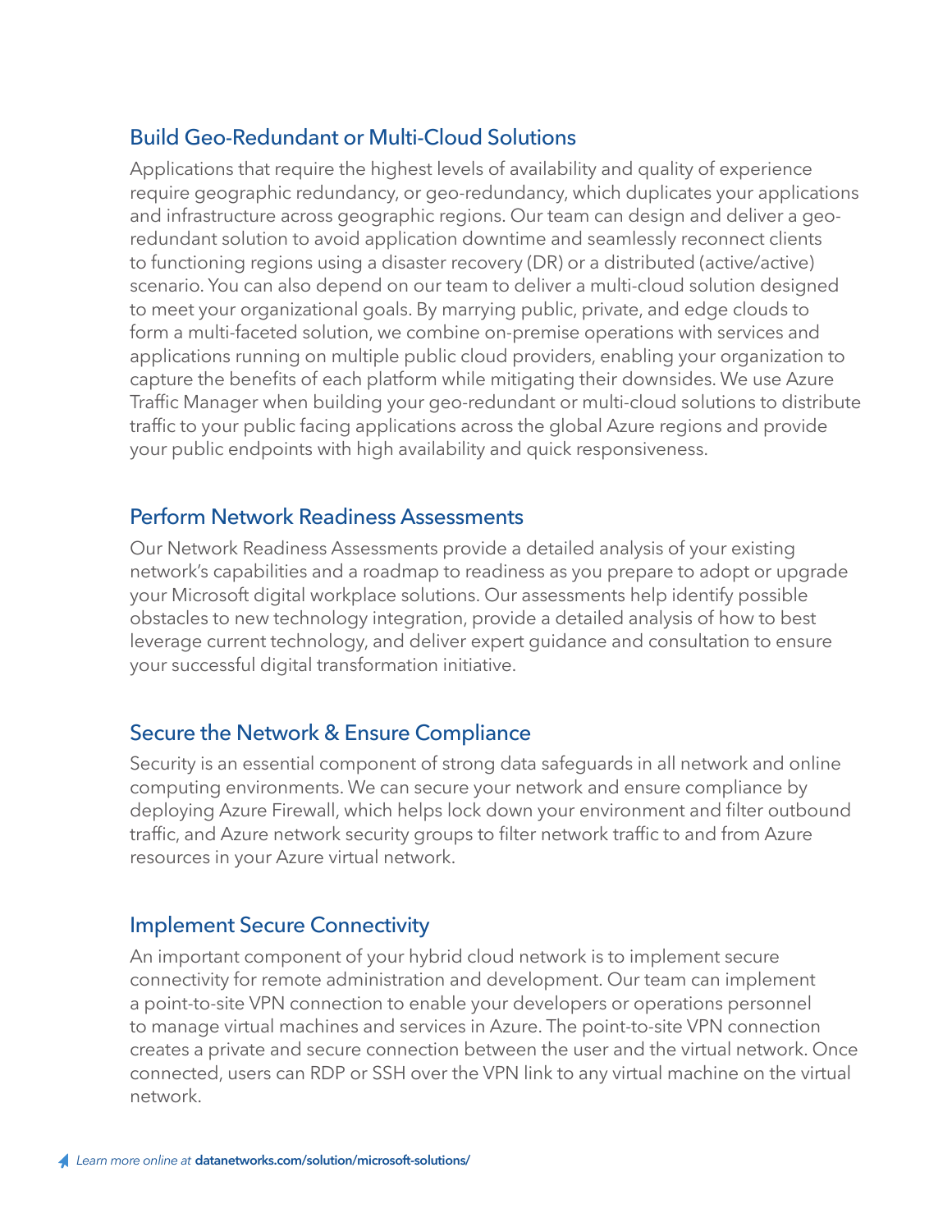## Build Geo-Redundant or Multi-Cloud Solutions

Applications that require the highest levels of availability and quality of experience require geographic redundancy, or geo-redundancy, which duplicates your applications and infrastructure across geographic regions. Our team can design and deliver a geo-redundant solution to avoid application downtime and seamlessly reconnect clients to functioning regions using a disaster recovery (DR) or a distributed (active/active) scenario. You can also depend on our team to deliver a multi-cloud solution designed to meet your organizational goals. By marrying public, private, and edge clouds to form a multi-faceted solution, we combine on-premise operations with services and applications running on multiple public cloud providers, enabling your organization to capture the benefits of each platform while mitigating their downsides. We use Azure Traffic Manager when building your geo-redundant or multi-cloud solutions to distribute traffic to your public facing applications across the global Azure regions and provide your public endpoints with high availability and quick responsiveness.

## Perform Network Readiness Assessments

Our Network Readiness Assessments provide a detailed analysis of your existing network's capabilities and a roadmap to readiness as you prepare to adopt or upgrade your Microsoft digital workplace solutions. Our assessments help identify possible obstacles to new technology integration, provide a detailed analysis of how to best leverage current technology, and deliver expert guidance and consultation to ensure your successful digital transformation initiative.

## Secure the Network & Ensure Compliance

Security is an essential component of strong data safeguards in all network and online computing environments. We can secure your network and ensure compliance by deploying Azure Firewall, which helps lock down your environment and filter outbound traffic, and Azure network security groups to filter network traffic to and from Azure resources in your Azure virtual network.

## Implement Secure Connectivity

An important component of your hybrid cloud network is to implement secure connectivity for remote administration and development. Our team can implement a point-to-site VPN connection to enable your developers or operations personnel to manage virtual machines and services in Azure. The point-to-site VPN connection creates a private and secure connection between the user and the virtual network. Once connected, users can RDP or SSH over the VPN link to any virtual machine on the virtual network.

*Learn more online at* **datanetworks.com/solution/microsoft-solutions/**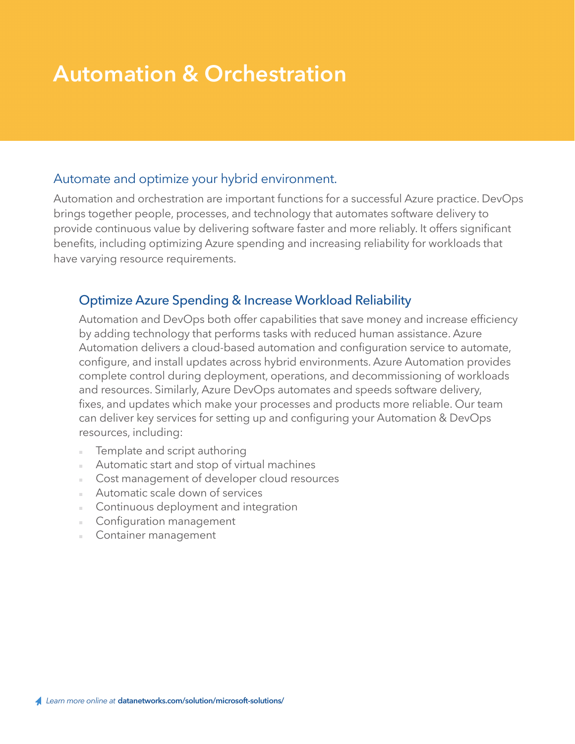# Automation & Orchestration

## Automate and optimize your hybrid environment.

Automation and orchestration are important functions for a successful Azure practice. DevOps brings together people, processes, and technology that automates software delivery to provide continuous value by delivering software faster and more reliably. It offers significant benefits, including optimizing Azure spending and increasing reliability for workloads that have varying resource requirements.

### Optimize Azure Spending & Increase Workload Reliability

Automation and DevOps both offer capabilities that save money and increase efficiency by adding technology that performs tasks with reduced human assistance. Azure Automation delivers a cloud-based automation and configuration service to automate, configure, and install updates across hybrid environments. Azure Automation provides complete control during deployment, operations, and decommissioning of workloads and resources. Similarly, Azure DevOps automates and speeds software delivery, fixes, and updates which make your processes and products more reliable. Our team can deliver key services for setting up and configuring your Automation & DevOps resources, including:

- Template and script authoring
- Automatic start and stop of virtual machines
- Cost management of developer cloud resources
- Automatic scale down of services
- Continuous deployment and integration
- Configuration management
- Container management

*Learn more online at* **datanetworks.com/solution/microsoft-solutions/**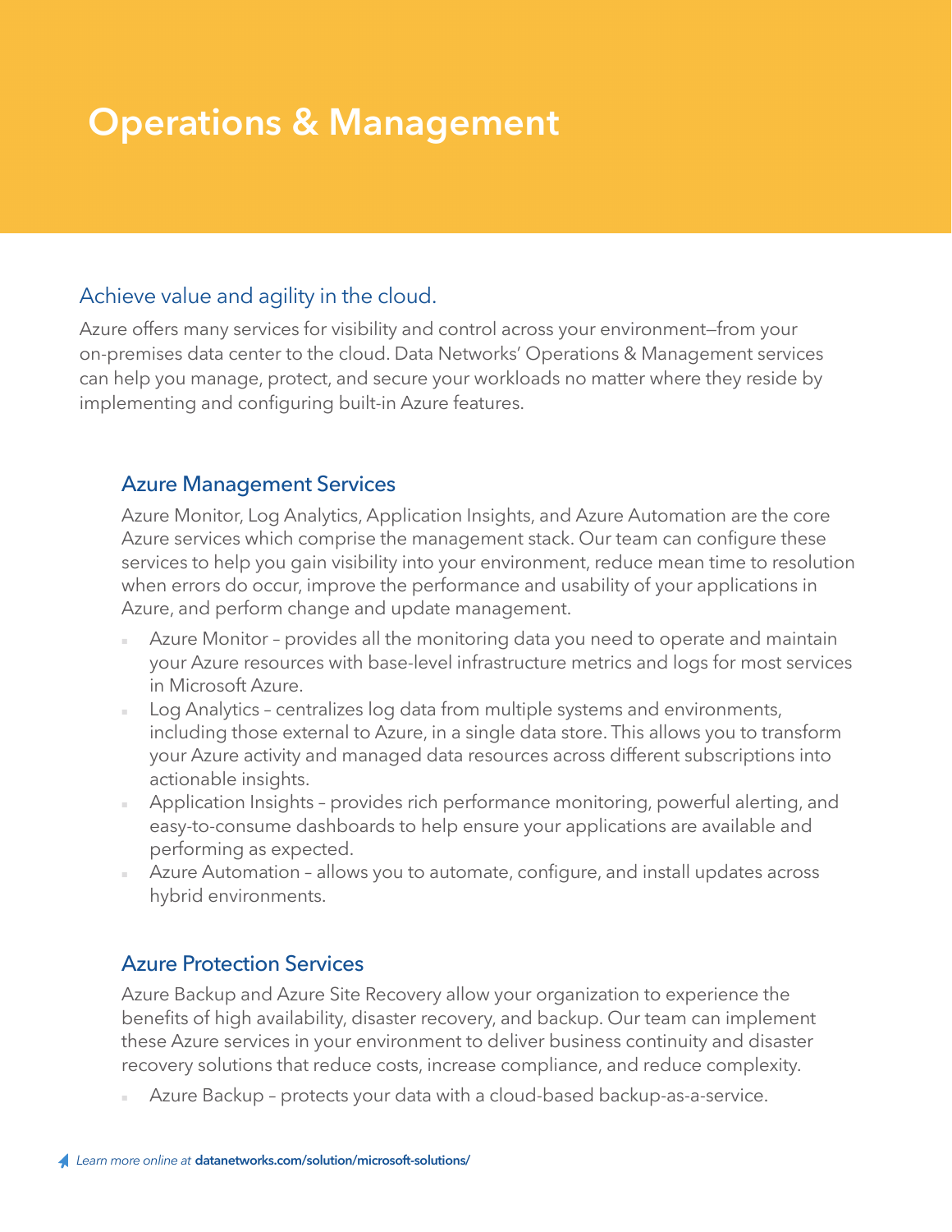# Operations & Management

## Achieve value and agility in the cloud.

Azure offers many services for visibility and control across your environment—from your on-premises data center to the cloud. Data Networks' Operations & Management services can help you manage, protect, and secure your workloads no matter where they reside by implementing and configuring built-in Azure features.

### Azure Management Services

Azure Monitor, Log Analytics, Application Insights, and Azure Automation are the core Azure services which comprise the management stack. Our team can configure these services to help you gain visibility into your environment, reduce mean time to resolution when errors do occur, improve the performance and usability of your applications in Azure, and perform change and update management.

- Azure Monitor – provides all the monitoring data you need to operate and maintain your Azure resources with base-level infrastructure metrics and logs for most services in Microsoft Azure.
- Log Analytics – centralizes log data from multiple systems and environments, including those external to Azure, in a single data store. This allows you to transform your Azure activity and managed data resources across different subscriptions into actionable insights.
- Application Insights – provides rich performance monitoring, powerful alerting, and easy-to-consume dashboards to help ensure your applications are available and performing as expected.
- Azure Automation – allows you to automate, configure, and install updates across hybrid environments.

### Azure Protection Services

Azure Backup and Azure Site Recovery allow your organization to experience the benefits of high availability, disaster recovery, and backup. Our team can implement these Azure services in your environment to deliver business continuity and disaster recovery solutions that reduce costs, increase compliance, and reduce complexity.

- Azure Backup – protects your data with a cloud-based backup-as-a-service.

*Learn more online at* **datanetworks.com/solution/microsoft-solutions/**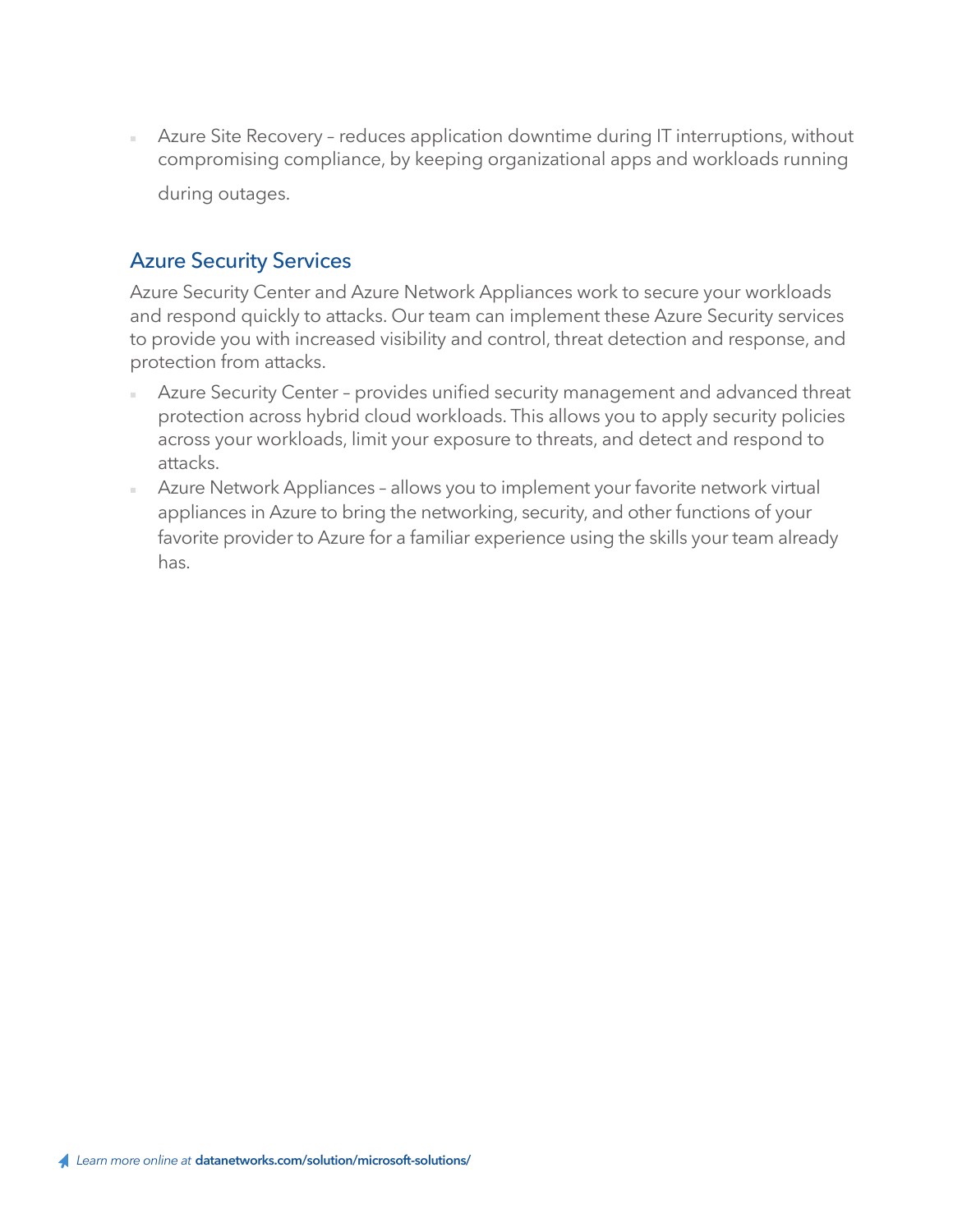- Azure Site Recovery – reduces application downtime during IT interruptions, without compromising compliance, by keeping organizational apps and workloads running during outages.

## Azure Security Services

Azure Security Center and Azure Network Appliances work to secure your workloads and respond quickly to attacks. Our team can implement these Azure Security services to provide you with increased visibility and control, threat detection and response, and protection from attacks.

- Azure Security Center – provides unified security management and advanced threat protection across hybrid cloud workloads. This allows you to apply security policies across your workloads, limit your exposure to threats, and detect and respond to attacks.
- Azure Network Appliances – allows you to implement your favorite network virtual appliances in Azure to bring the networking, security, and other functions of your favorite provider to Azure for a familiar experience using the skills your team already has.

*Learn more online at* **datanetworks.com/solution/microsoft-solutions/**